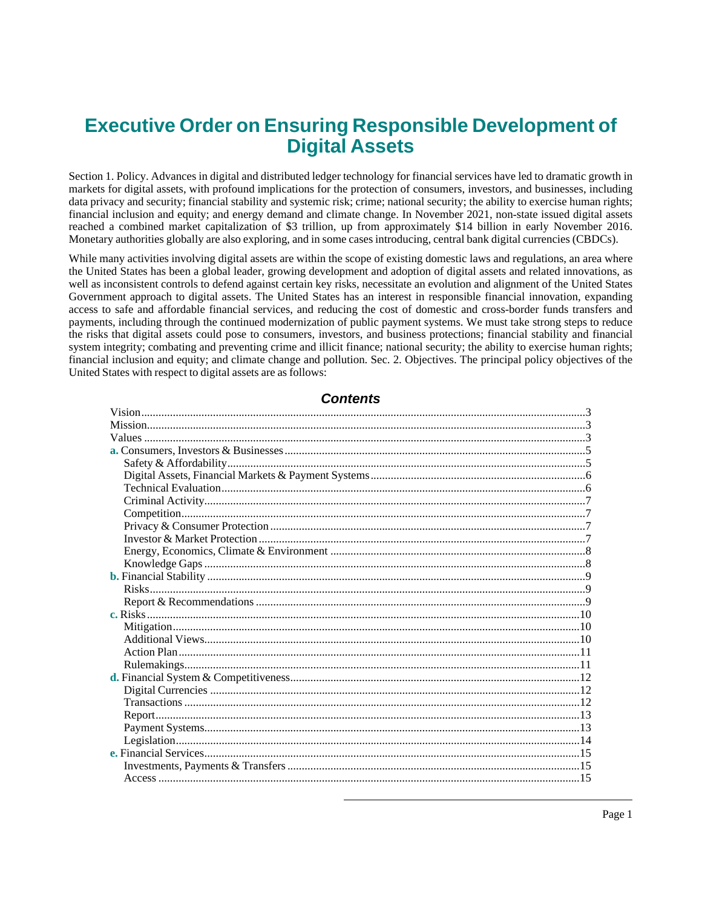# Executive Order on Ensuring Responsible Development of Digital Assets

Section 1. Policy. Advances in digital and distributed ledger technology for financial services have led to dramatic growth in markets for digital assets, with profound implications for the protection of consumers, investors, and businesses, including data privacy and security; financial stability and systemic risk; crime; national security; the ability to exercise human rights; financial inclusion and equity; and energy demand and climate change. In November 2021, non-state issued digital assets reached a combined market capitalization of $3 trillion, up from approximately $14 billion in early November 2016. Monetary authorities globally are also exploring, and in some cases introducing, central bank digital currencies (CBDCs).

While many activities involving digital assets are within the scope of existing domestic laws and regulations, an area where the United States has been a global leader, growing development and adoption of digital assets and related innovations, as well as inconsistent controls to defend against certain key risks, necessitate an evolution and alignment of the United States Government approach to digital assets. The United States has an interest in responsible financial innovation, expanding access to safe and affordable financial services, and reducing the cost of domestic and cross-border funds transfers and payments, including through the continued modernization of public payment systems. We must take strong steps to reduce the risks that digital assets could pose to consumers, investors, and business protections; financial stability and financial system integrity; combating and preventing crime and illicit finance; national security; the ability to exercise human rights; financial inclusion and equity; and climate change and pollution. Sec. 2. Objectives. The principal policy objectives of the United States with respect to digital assets are as follows:

## *Contents*

- Vision....3
- Mission....3
- Values....3
- **a.** Consumers, Investors & Businesses....5
  - Safety & Affordability....5
  - Digital Assets, Financial Markets & Payment Systems....6
  - Technical Evaluation....6
  - Criminal Activity....7
  - Competition....7
  - Privacy & Consumer Protection....7
  - Investor & Market Protection....7
  - Energy, Economics, Climate & Environment....8
  - Knowledge Gaps....8
- **b.** Financial Stability....9
  - Risks....9
  - Report & Recommendations....9
- **c.** Risks....10
  - Mitigation....10
  - Additional Views....10
  - Action Plan....11
  - Rulemakings....11
- **d.** Financial System & Competitiveness....12
  - Digital Currencies....12
  - Transactions....12
  - Report....13
  - Payment Systems....13
  - Legislation....14
- **e.** Financial Services....15
  - Investments, Payments & Transfers....15
  - Access....15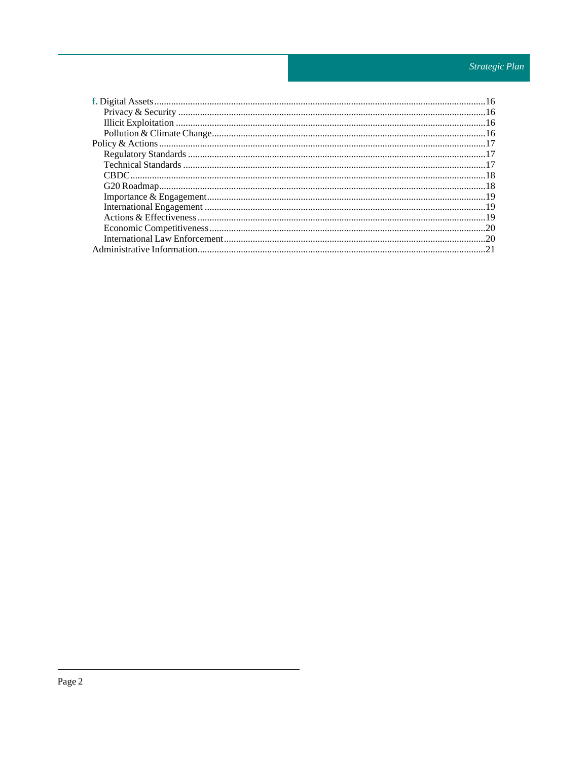**f.** Digital Assets....16
- Privacy & Security....16
- Illicit Exploitation....16
- Pollution & Climate Change....16

Policy & Actions....17
- Regulatory Standards....17
- Technical Standards....17
- CBDC....18
- G20 Roadmap....18
- Importance & Engagement....19
- International Engagement....19
- Actions & Effectiveness....19
- Economic Competitiveness....20
- International Law Enforcement....20

Administrative Information....21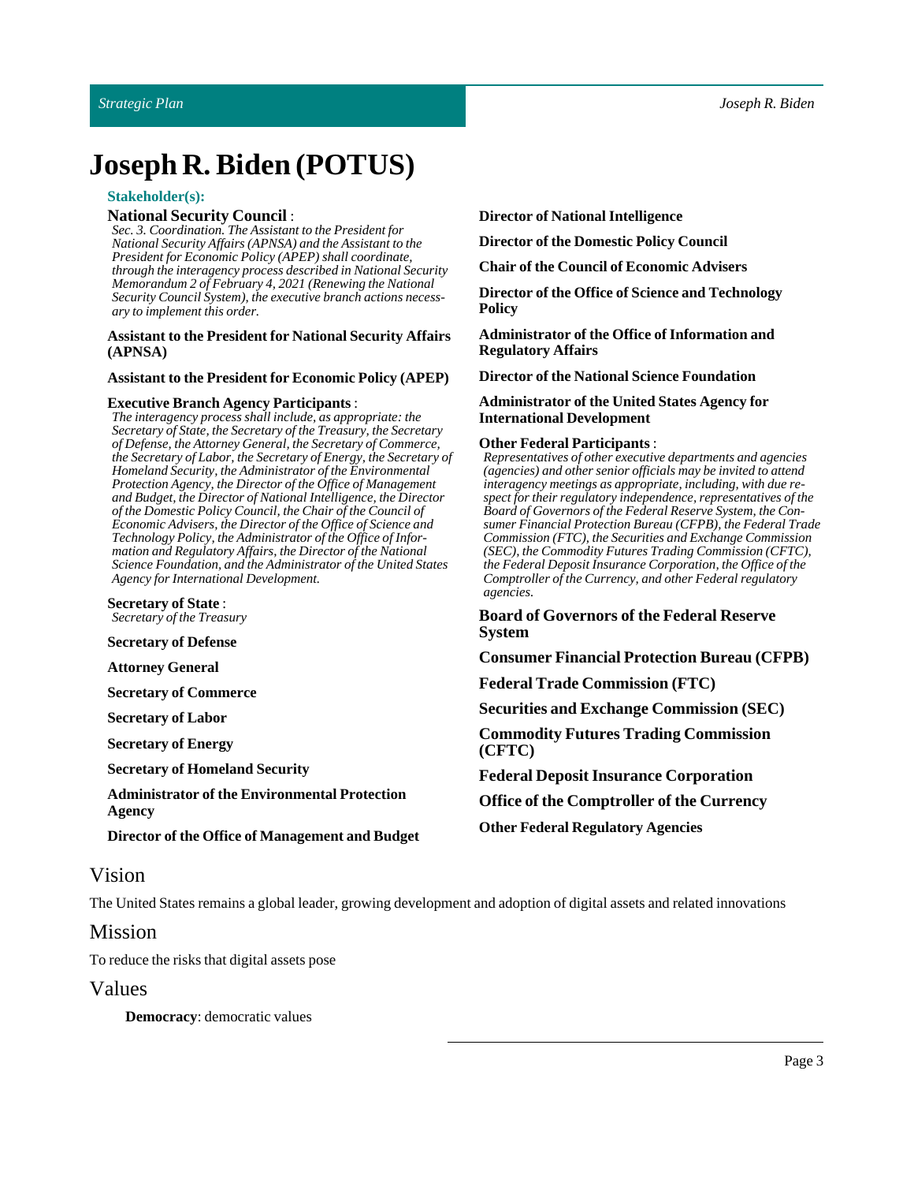# Joseph R. Biden (POTUS)

### Stakeholder(s):

**National Security Council** :
*Sec. 3. Coordination. The Assistant to the President for National Security Affairs (APNSA) and the Assistant to the President for Economic Policy (APEP) shall coordinate, through the interagency process described in National Security Memorandum 2 of February 4, 2021 (Renewing the National Security Council System), the executive branch actions necessary to implement this order.*

**Assistant to the President for National Security Affairs (APNSA)**

**Assistant to the President for Economic Policy (APEP)**

**Executive Branch Agency Participants** :
*The interagency process shall include, as appropriate: the Secretary of State, the Secretary of the Treasury, the Secretary of Defense, the Attorney General, the Secretary of Commerce, the Secretary of Labor, the Secretary of Energy, the Secretary of Homeland Security, the Administrator of the Environmental Protection Agency, the Director of the Office of Management and Budget, the Director of National Intelligence, the Director of the Domestic Policy Council, the Chair of the Council of Economic Advisers, the Director of the Office of Science and Technology Policy, the Administrator of the Office of Information and Regulatory Affairs, the Director of the National Science Foundation, and the Administrator of the United States Agency for International Development.*

**Secretary of State** :
*Secretary of the Treasury*

**Secretary of Defense**

**Attorney General**

**Secretary of Commerce**

**Secretary of Labor**

**Secretary of Energy**

**Secretary of Homeland Security**

**Administrator of the Environmental Protection Agency**

**Director of the Office of Management and Budget**

**Director of National Intelligence**

**Director of the Domestic Policy Council**

**Chair of the Council of Economic Advisers**

**Director of the Office of Science and Technology Policy**

**Administrator of the Office of Information and Regulatory Affairs**

**Director of the National Science Foundation**

**Administrator of the United States Agency for International Development**

**Other Federal Participants** :
*Representatives of other executive departments and agencies (agencies) and other senior officials may be invited to attend interagency meetings as appropriate, including, with due respect for their regulatory independence, representatives of the Board of Governors of the Federal Reserve System, the Consumer Financial Protection Bureau (CFPB), the Federal Trade Commission (FTC), the Securities and Exchange Commission (SEC), the Commodity Futures Trading Commission (CFTC), the Federal Deposit Insurance Corporation, the Office of the Comptroller of the Currency, and other Federal regulatory agencies.*

**Board of Governors of the Federal Reserve System**

**Consumer Financial Protection Bureau (CFPB)**

**Federal Trade Commission (FTC)**

**Securities and Exchange Commission (SEC)**

**Commodity Futures Trading Commission (CFTC)**

**Federal Deposit Insurance Corporation**

**Office of the Comptroller of the Currency**

**Other Federal Regulatory Agencies**

## Vision

The United States remains a global leader, growing development and adoption of digital assets and related innovations

## Mission

To reduce the risks that digital assets pose

## Values

**Democracy**: democratic values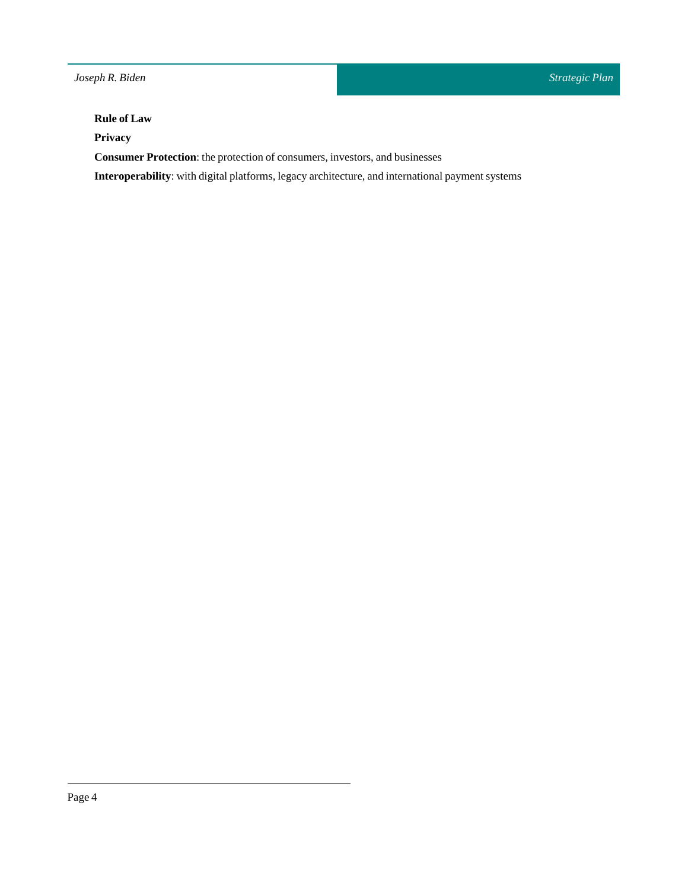**Rule of Law**

**Privacy**

**Consumer Protection**: the protection of consumers, investors, and businesses

**Interoperability**: with digital platforms, legacy architecture, and international payment systems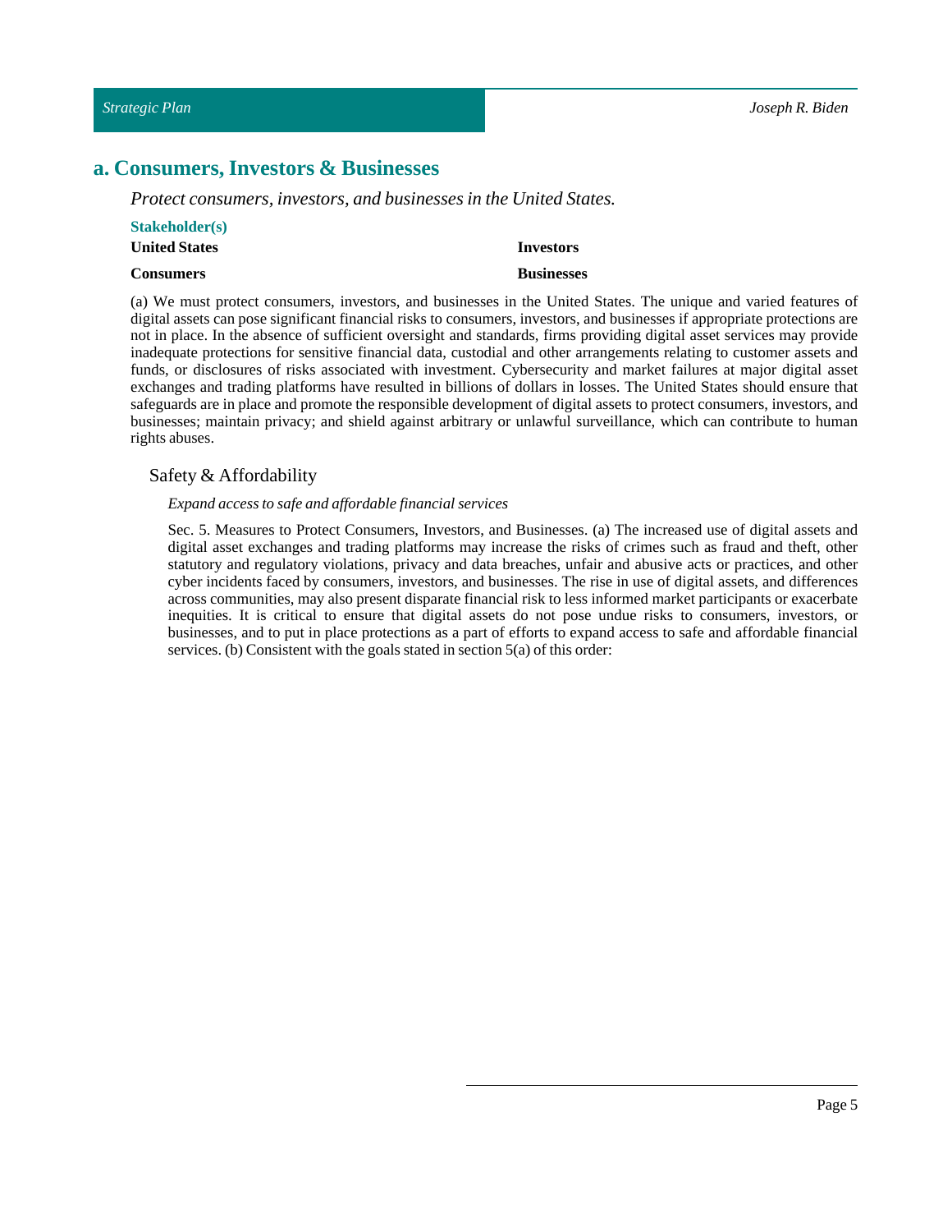## a. Consumers, Investors & Businesses

*Protect consumers, investors, and businesses in the United States.*

**Stakeholder(s)**

**United States**

**Investors**

**Consumers**

**Businesses**

(a) We must protect consumers, investors, and businesses in the United States. The unique and varied features of digital assets can pose significant financial risks to consumers, investors, and businesses if appropriate protections are not in place. In the absence of sufficient oversight and standards, firms providing digital asset services may provide inadequate protections for sensitive financial data, custodial and other arrangements relating to customer assets and funds, or disclosures of risks associated with investment. Cybersecurity and market failures at major digital asset exchanges and trading platforms have resulted in billions of dollars in losses. The United States should ensure that safeguards are in place and promote the responsible development of digital assets to protect consumers, investors, and businesses; maintain privacy; and shield against arbitrary or unlawful surveillance, which can contribute to human rights abuses.

### Safety & Affordability

*Expand access to safe and affordable financial services*

Sec. 5. Measures to Protect Consumers, Investors, and Businesses. (a) The increased use of digital assets and digital asset exchanges and trading platforms may increase the risks of crimes such as fraud and theft, other statutory and regulatory violations, privacy and data breaches, unfair and abusive acts or practices, and other cyber incidents faced by consumers, investors, and businesses. The rise in use of digital assets, and differences across communities, may also present disparate financial risk to less informed market participants or exacerbate inequities. It is critical to ensure that digital assets do not pose undue risks to consumers, investors, or businesses, and to put in place protections as a part of efforts to expand access to safe and affordable financial services. (b) Consistent with the goals stated in section 5(a) of this order: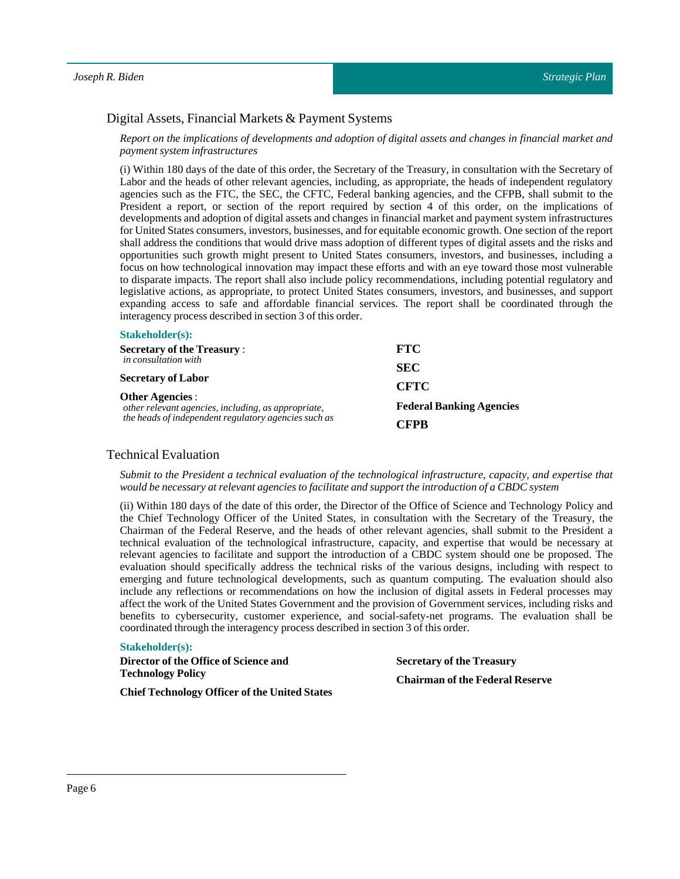## Digital Assets, Financial Markets & Payment Systems

*Report on the implications of developments and adoption of digital assets and changes in financial market and payment system infrastructures*

(i) Within 180 days of the date of this order, the Secretary of the Treasury, in consultation with the Secretary of Labor and the heads of other relevant agencies, including, as appropriate, the heads of independent regulatory agencies such as the FTC, the SEC, the CFTC, Federal banking agencies, and the CFPB, shall submit to the President a report, or section of the report required by section 4 of this order, on the implications of developments and adoption of digital assets and changes in financial market and payment system infrastructures for United States consumers, investors, businesses, and for equitable economic growth. One section of the report shall address the conditions that would drive mass adoption of different types of digital assets and the risks and opportunities such growth might present to United States consumers, investors, and businesses, including a focus on how technological innovation may impact these efforts and with an eye toward those most vulnerable to disparate impacts. The report shall also include policy recommendations, including potential regulatory and legislative actions, as appropriate, to protect United States consumers, investors, and businesses, and support expanding access to safe and affordable financial services. The report shall be coordinated through the interagency process described in section 3 of this order.

**Stakeholder(s):**

**Secretary of the Treasury** :
*in consultation with*

**Secretary of Labor**

**Other Agencies** :
*other relevant agencies, including, as appropriate, the heads of independent regulatory agencies such as*

**FTC**

**SEC**

**CFTC**

**Federal Banking Agencies**

**CFPB**

## Technical Evaluation

*Submit to the President a technical evaluation of the technological infrastructure, capacity, and expertise that would be necessary at relevant agencies to facilitate and support the introduction of a CBDC system*

(ii) Within 180 days of the date of this order, the Director of the Office of Science and Technology Policy and the Chief Technology Officer of the United States, in consultation with the Secretary of the Treasury, the Chairman of the Federal Reserve, and the heads of other relevant agencies, shall submit to the President a technical evaluation of the technological infrastructure, capacity, and expertise that would be necessary at relevant agencies to facilitate and support the introduction of a CBDC system should one be proposed. The evaluation should specifically address the technical risks of the various designs, including with respect to emerging and future technological developments, such as quantum computing. The evaluation should also include any reflections or recommendations on how the inclusion of digital assets in Federal processes may affect the work of the United States Government and the provision of Government services, including risks and benefits to cybersecurity, customer experience, and social-safety-net programs. The evaluation shall be coordinated through the interagency process described in section 3 of this order.

**Stakeholder(s):**

**Director of the Office of Science and Technology Policy**

**Chief Technology Officer of the United States**

**Secretary of the Treasury**

**Chairman of the Federal Reserve**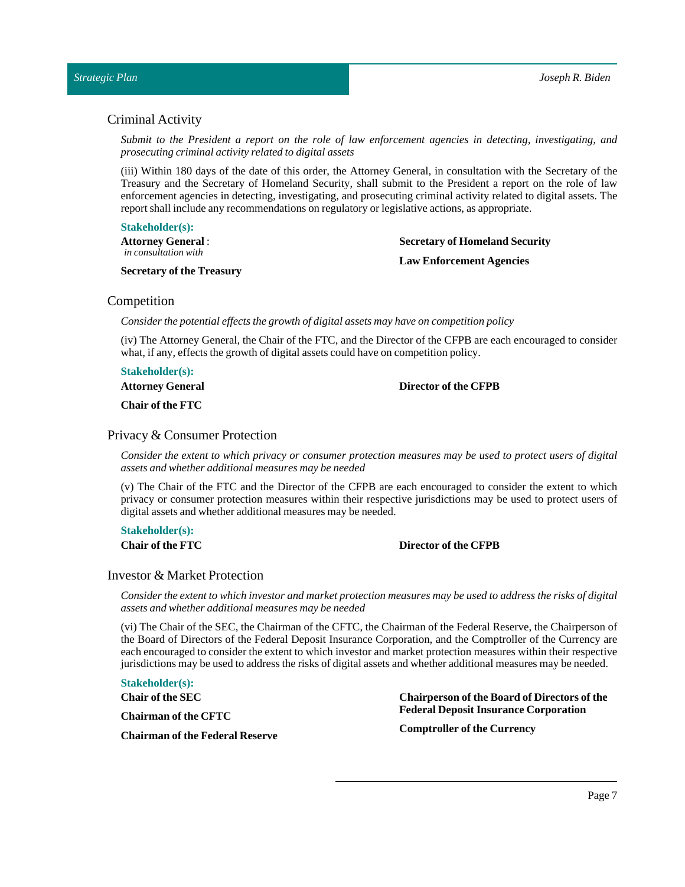## Criminal Activity

*Submit to the President a report on the role of law enforcement agencies in detecting, investigating, and prosecuting criminal activity related to digital assets*

(iii) Within 180 days of the date of this order, the Attorney General, in consultation with the Secretary of the Treasury and the Secretary of Homeland Security, shall submit to the President a report on the role of law enforcement agencies in detecting, investigating, and prosecuting criminal activity related to digital assets. The report shall include any recommendations on regulatory or legislative actions, as appropriate.

**Stakeholder(s):**

**Attorney General** : *in consultation with*

**Secretary of the Treasury**

**Secretary of Homeland Security**

**Law Enforcement Agencies**

## Competition

*Consider the potential effects the growth of digital assets may have on competition policy*

(iv) The Attorney General, the Chair of the FTC, and the Director of the CFPB are each encouraged to consider what, if any, effects the growth of digital assets could have on competition policy.

**Stakeholder(s):**

**Attorney General**

**Chair of the FTC**

**Director of the CFPB**

## Privacy & Consumer Protection

*Consider the extent to which privacy or consumer protection measures may be used to protect users of digital assets and whether additional measures may be needed*

(v) The Chair of the FTC and the Director of the CFPB are each encouraged to consider the extent to which privacy or consumer protection measures within their respective jurisdictions may be used to protect users of digital assets and whether additional measures may be needed.

**Stakeholder(s):**

**Chair of the FTC**

**Director of the CFPB**

## Investor & Market Protection

*Consider the extent to which investor and market protection measures may be used to address the risks of digital assets and whether additional measures may be needed*

(vi) The Chair of the SEC, the Chairman of the CFTC, the Chairman of the Federal Reserve, the Chairperson of the Board of Directors of the Federal Deposit Insurance Corporation, and the Comptroller of the Currency are each encouraged to consider the extent to which investor and market protection measures within their respective jurisdictions may be used to address the risks of digital assets and whether additional measures may be needed.

**Stakeholder(s):**

**Chair of the SEC**

**Chairman of the CFTC**

**Chairman of the Federal Reserve**

**Chairperson of the Board of Directors of the Federal Deposit Insurance Corporation**

**Comptroller of the Currency**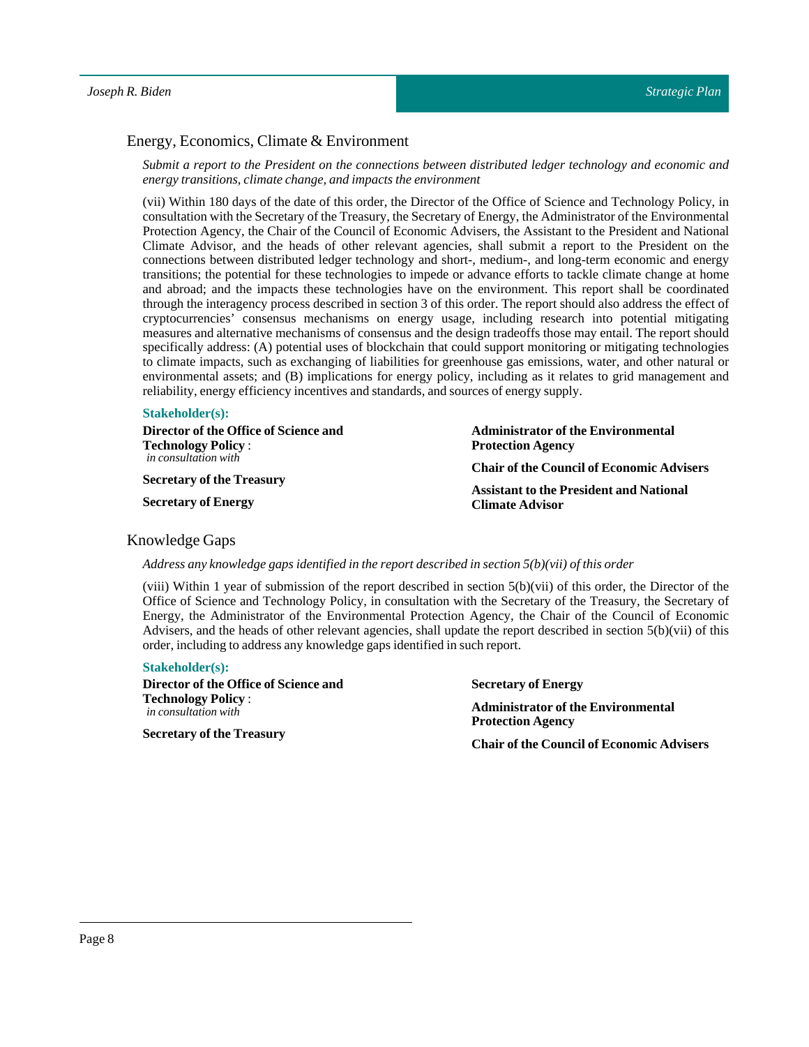## Energy, Economics, Climate & Environment

*Submit a report to the President on the connections between distributed ledger technology and economic and energy transitions, climate change, and impacts the environment*

(vii) Within 180 days of the date of this order, the Director of the Office of Science and Technology Policy, in consultation with the Secretary of the Treasury, the Secretary of Energy, the Administrator of the Environmental Protection Agency, the Chair of the Council of Economic Advisers, the Assistant to the President and National Climate Advisor, and the heads of other relevant agencies, shall submit a report to the President on the connections between distributed ledger technology and short-, medium-, and long-term economic and energy transitions; the potential for these technologies to impede or advance efforts to tackle climate change at home and abroad; and the impacts these technologies have on the environment. This report shall be coordinated through the interagency process described in section 3 of this order. The report should also address the effect of cryptocurrencies' consensus mechanisms on energy usage, including research into potential mitigating measures and alternative mechanisms of consensus and the design tradeoffs those may entail. The report should specifically address: (A) potential uses of blockchain that could support monitoring or mitigating technologies to climate impacts, such as exchanging of liabilities for greenhouse gas emissions, water, and other natural or environmental assets; and (B) implications for energy policy, including as it relates to grid management and reliability, energy efficiency incentives and standards, and sources of energy supply.

**Stakeholder(s):**

**Director of the Office of Science and Technology Policy** :
*in consultation with*

**Secretary of the Treasury**

**Secretary of Energy**

**Administrator of the Environmental Protection Agency**

**Chair of the Council of Economic Advisers**

**Assistant to the President and National Climate Advisor**

## Knowledge Gaps

*Address any knowledge gaps identified in the report described in section 5(b)(vii) of this order*

(viii) Within 1 year of submission of the report described in section 5(b)(vii) of this order, the Director of the Office of Science and Technology Policy, in consultation with the Secretary of the Treasury, the Secretary of Energy, the Administrator of the Environmental Protection Agency, the Chair of the Council of Economic Advisers, and the heads of other relevant agencies, shall update the report described in section 5(b)(vii) of this order, including to address any knowledge gaps identified in such report.

**Stakeholder(s):**

**Director of the Office of Science and Technology Policy** :
*in consultation with*

**Secretary of the Treasury**

**Secretary of Energy**

**Administrator of the Environmental Protection Agency**

**Chair of the Council of Economic Advisers**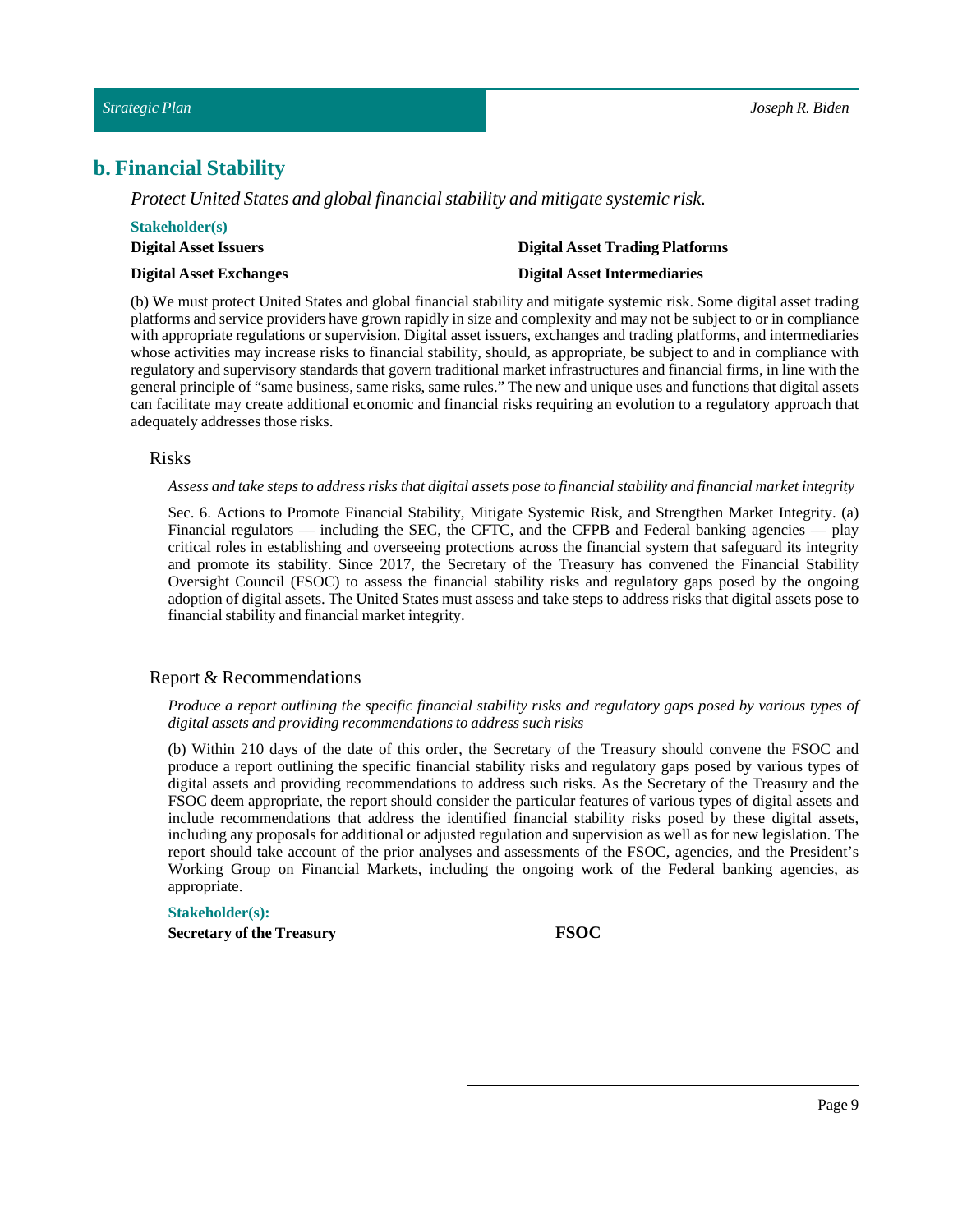## b. Financial Stability

*Protect United States and global financial stability and mitigate systemic risk.*

**Stakeholder(s)**

**Digital Asset Issuers**

**Digital Asset Trading Platforms**

**Digital Asset Exchanges**

**Digital Asset Intermediaries**

(b) We must protect United States and global financial stability and mitigate systemic risk. Some digital asset trading platforms and service providers have grown rapidly in size and complexity and may not be subject to or in compliance with appropriate regulations or supervision. Digital asset issuers, exchanges and trading platforms, and intermediaries whose activities may increase risks to financial stability, should, as appropriate, be subject to and in compliance with regulatory and supervisory standards that govern traditional market infrastructures and financial firms, in line with the general principle of "same business, same risks, same rules." The new and unique uses and functions that digital assets can facilitate may create additional economic and financial risks requiring an evolution to a regulatory approach that adequately addresses those risks.

### Risks

*Assess and take steps to address risks that digital assets pose to financial stability and financial market integrity*

Sec. 6. Actions to Promote Financial Stability, Mitigate Systemic Risk, and Strengthen Market Integrity. (a) Financial regulators — including the SEC, the CFTC, and the CFPB and Federal banking agencies — play critical roles in establishing and overseeing protections across the financial system that safeguard its integrity and promote its stability. Since 2017, the Secretary of the Treasury has convened the Financial Stability Oversight Council (FSOC) to assess the financial stability risks and regulatory gaps posed by the ongoing adoption of digital assets. The United States must assess and take steps to address risks that digital assets pose to financial stability and financial market integrity.

### Report & Recommendations

*Produce a report outlining the specific financial stability risks and regulatory gaps posed by various types of digital assets and providing recommendations to address such risks*

(b) Within 210 days of the date of this order, the Secretary of the Treasury should convene the FSOC and produce a report outlining the specific financial stability risks and regulatory gaps posed by various types of digital assets and providing recommendations to address such risks. As the Secretary of the Treasury and the FSOC deem appropriate, the report should consider the particular features of various types of digital assets and include recommendations that address the identified financial stability risks posed by these digital assets, including any proposals for additional or adjusted regulation and supervision as well as for new legislation. The report should take account of the prior analyses and assessments of the FSOC, agencies, and the President's Working Group on Financial Markets, including the ongoing work of the Federal banking agencies, as appropriate.

**Stakeholder(s):**

**Secretary of the Treasury**

**FSOC**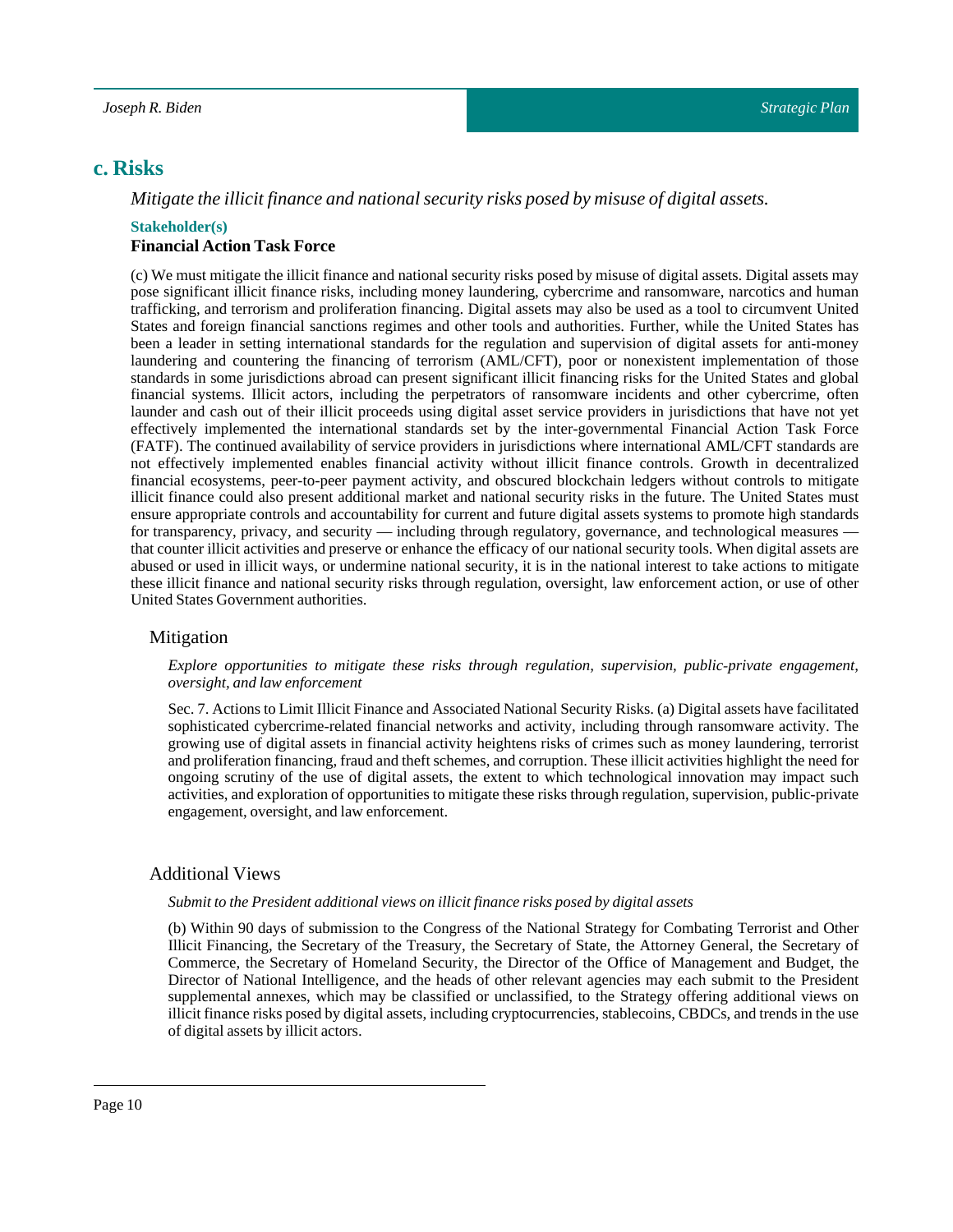## c. Risks

*Mitigate the illicit finance and national security risks posed by misuse of digital assets.*

**Stakeholder(s)**

**Financial Action Task Force**

(c) We must mitigate the illicit finance and national security risks posed by misuse of digital assets. Digital assets may pose significant illicit finance risks, including money laundering, cybercrime and ransomware, narcotics and human trafficking, and terrorism and proliferation financing. Digital assets may also be used as a tool to circumvent United States and foreign financial sanctions regimes and other tools and authorities. Further, while the United States has been a leader in setting international standards for the regulation and supervision of digital assets for anti-money laundering and countering the financing of terrorism (AML/CFT), poor or nonexistent implementation of those standards in some jurisdictions abroad can present significant illicit financing risks for the United States and global financial systems. Illicit actors, including the perpetrators of ransomware incidents and other cybercrime, often launder and cash out of their illicit proceeds using digital asset service providers in jurisdictions that have not yet effectively implemented the international standards set by the inter-governmental Financial Action Task Force (FATF). The continued availability of service providers in jurisdictions where international AML/CFT standards are not effectively implemented enables financial activity without illicit finance controls. Growth in decentralized financial ecosystems, peer-to-peer payment activity, and obscured blockchain ledgers without controls to mitigate illicit finance could also present additional market and national security risks in the future. The United States must ensure appropriate controls and accountability for current and future digital assets systems to promote high standards for transparency, privacy, and security — including through regulatory, governance, and technological measures — that counter illicit activities and preserve or enhance the efficacy of our national security tools. When digital assets are abused or used in illicit ways, or undermine national security, it is in the national interest to take actions to mitigate these illicit finance and national security risks through regulation, oversight, law enforcement action, or use of other United States Government authorities.

### Mitigation

*Explore opportunities to mitigate these risks through regulation, supervision, public-private engagement, oversight, and law enforcement*

Sec. 7. Actions to Limit Illicit Finance and Associated National Security Risks. (a) Digital assets have facilitated sophisticated cybercrime-related financial networks and activity, including through ransomware activity. The growing use of digital assets in financial activity heightens risks of crimes such as money laundering, terrorist and proliferation financing, fraud and theft schemes, and corruption. These illicit activities highlight the need for ongoing scrutiny of the use of digital assets, the extent to which technological innovation may impact such activities, and exploration of opportunities to mitigate these risks through regulation, supervision, public-private engagement, oversight, and law enforcement.

### Additional Views

*Submit to the President additional views on illicit finance risks posed by digital assets*

(b) Within 90 days of submission to the Congress of the National Strategy for Combating Terrorist and Other Illicit Financing, the Secretary of the Treasury, the Secretary of State, the Attorney General, the Secretary of Commerce, the Secretary of Homeland Security, the Director of the Office of Management and Budget, the Director of National Intelligence, and the heads of other relevant agencies may each submit to the President supplemental annexes, which may be classified or unclassified, to the Strategy offering additional views on illicit finance risks posed by digital assets, including cryptocurrencies, stablecoins, CBDCs, and trends in the use of digital assets by illicit actors.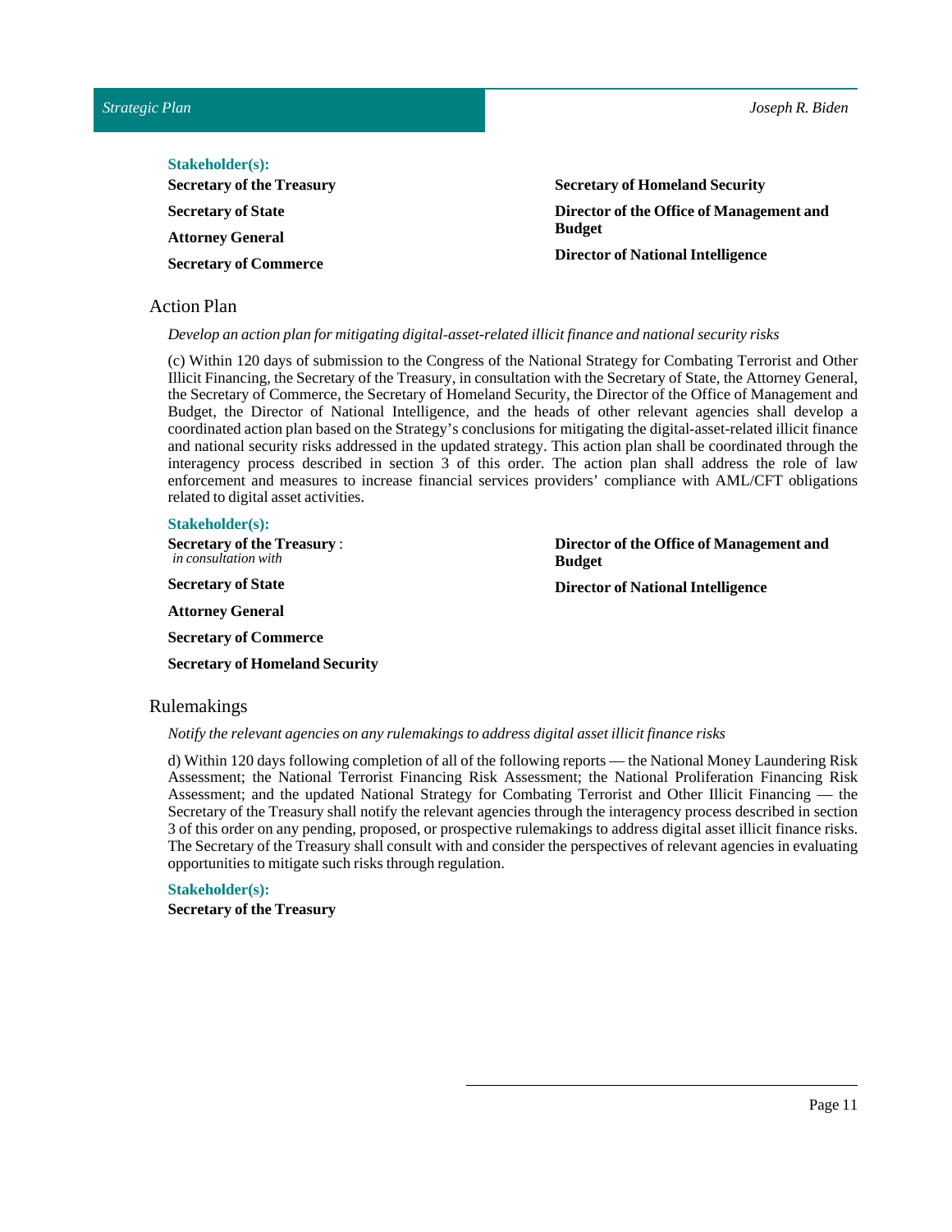**Stakeholder(s):**

**Secretary of the Treasury**

**Secretary of State**

**Attorney General**

**Secretary of Commerce**

**Secretary of Homeland Security**

**Director of the Office of Management and Budget**

**Director of National Intelligence**

## Action Plan

*Develop an action plan for mitigating digital-asset-related illicit finance and national security risks*

(c) Within 120 days of submission to the Congress of the National Strategy for Combating Terrorist and Other Illicit Financing, the Secretary of the Treasury, in consultation with the Secretary of State, the Attorney General, the Secretary of Commerce, the Secretary of Homeland Security, the Director of the Office of Management and Budget, the Director of National Intelligence, and the heads of other relevant agencies shall develop a coordinated action plan based on the Strategy's conclusions for mitigating the digital-asset-related illicit finance and national security risks addressed in the updated strategy. This action plan shall be coordinated through the interagency process described in section 3 of this order. The action plan shall address the role of law enforcement and measures to increase financial services providers' compliance with AML/CFT obligations related to digital asset activities.

**Stakeholder(s):**

**Secretary of the Treasury** : *in consultation with*

**Secretary of State**

**Attorney General**

**Secretary of Commerce**

**Secretary of Homeland Security**

**Director of the Office of Management and Budget**

**Director of National Intelligence**

## Rulemakings

*Notify the relevant agencies on any rulemakings to address digital asset illicit finance risks*

d) Within 120 days following completion of all of the following reports — the National Money Laundering Risk Assessment; the National Terrorist Financing Risk Assessment; the National Proliferation Financing Risk Assessment; and the updated National Strategy for Combating Terrorist and Other Illicit Financing — the Secretary of the Treasury shall notify the relevant agencies through the interagency process described in section 3 of this order on any pending, proposed, or prospective rulemakings to address digital asset illicit finance risks. The Secretary of the Treasury shall consult with and consider the perspectives of relevant agencies in evaluating opportunities to mitigate such risks through regulation.

**Stakeholder(s):**

**Secretary of the Treasury**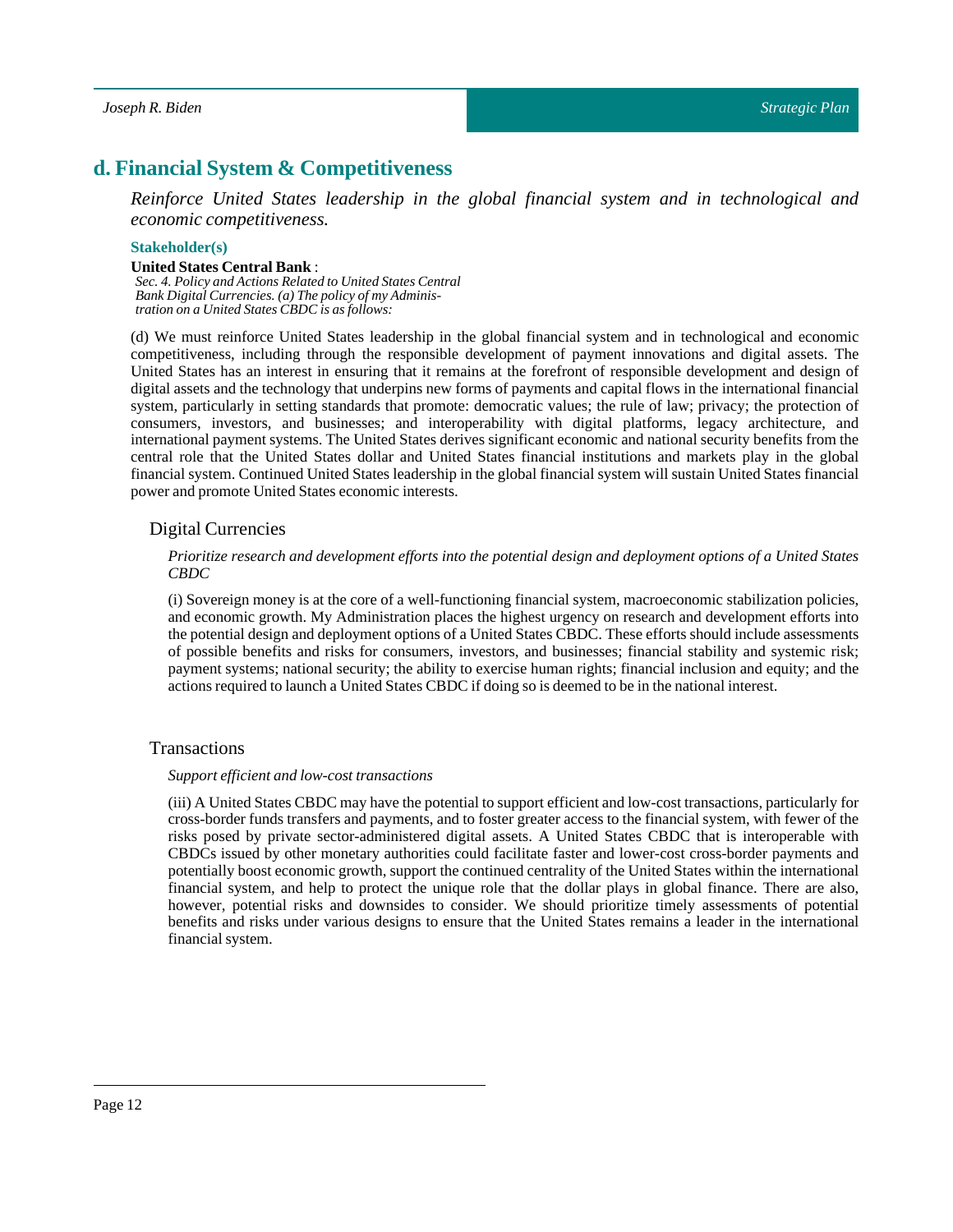## d. Financial System & Competitiveness

*Reinforce United States leadership in the global financial system and in technological and economic competitiveness.*

**Stakeholder(s)**

**United States Central Bank** :
*Sec. 4. Policy and Actions Related to United States Central Bank Digital Currencies. (a) The policy of my Administration on a United States CBDC is as follows:*

(d) We must reinforce United States leadership in the global financial system and in technological and economic competitiveness, including through the responsible development of payment innovations and digital assets. The United States has an interest in ensuring that it remains at the forefront of responsible development and design of digital assets and the technology that underpins new forms of payments and capital flows in the international financial system, particularly in setting standards that promote: democratic values; the rule of law; privacy; the protection of consumers, investors, and businesses; and interoperability with digital platforms, legacy architecture, and international payment systems. The United States derives significant economic and national security benefits from the central role that the United States dollar and United States financial institutions and markets play in the global financial system. Continued United States leadership in the global financial system will sustain United States financial power and promote United States economic interests.

### Digital Currencies

*Prioritize research and development efforts into the potential design and deployment options of a United States CBDC*

(i) Sovereign money is at the core of a well-functioning financial system, macroeconomic stabilization policies, and economic growth. My Administration places the highest urgency on research and development efforts into the potential design and deployment options of a United States CBDC. These efforts should include assessments of possible benefits and risks for consumers, investors, and businesses; financial stability and systemic risk; payment systems; national security; the ability to exercise human rights; financial inclusion and equity; and the actions required to launch a United States CBDC if doing so is deemed to be in the national interest.

### Transactions

*Support efficient and low-cost transactions*

(iii) A United States CBDC may have the potential to support efficient and low-cost transactions, particularly for cross-border funds transfers and payments, and to foster greater access to the financial system, with fewer of the risks posed by private sector-administered digital assets. A United States CBDC that is interoperable with CBDCs issued by other monetary authorities could facilitate faster and lower-cost cross-border payments and potentially boost economic growth, support the continued centrality of the United States within the international financial system, and help to protect the unique role that the dollar plays in global finance. There are also, however, potential risks and downsides to consider. We should prioritize timely assessments of potential benefits and risks under various designs to ensure that the United States remains a leader in the international financial system.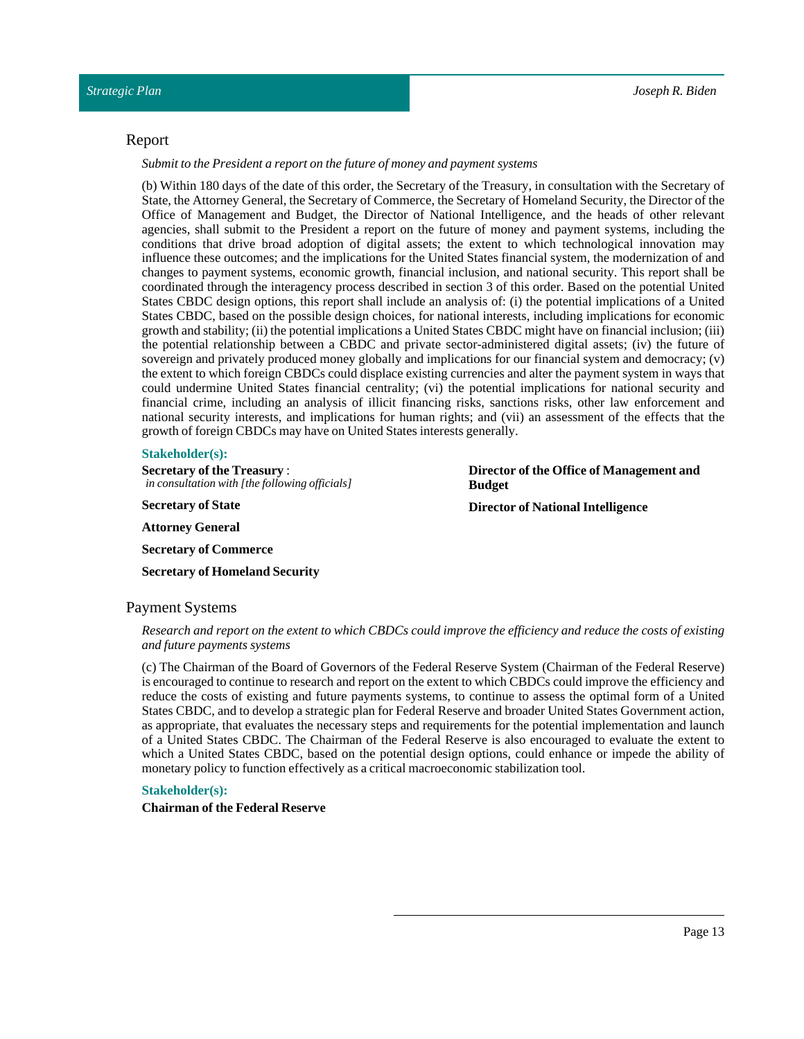## Report

*Submit to the President a report on the future of money and payment systems*

(b) Within 180 days of the date of this order, the Secretary of the Treasury, in consultation with the Secretary of State, the Attorney General, the Secretary of Commerce, the Secretary of Homeland Security, the Director of the Office of Management and Budget, the Director of National Intelligence, and the heads of other relevant agencies, shall submit to the President a report on the future of money and payment systems, including the conditions that drive broad adoption of digital assets; the extent to which technological innovation may influence these outcomes; and the implications for the United States financial system, the modernization of and changes to payment systems, economic growth, financial inclusion, and national security. This report shall be coordinated through the interagency process described in section 3 of this order. Based on the potential United States CBDC design options, this report shall include an analysis of: (i) the potential implications of a United States CBDC, based on the possible design choices, for national interests, including implications for economic growth and stability; (ii) the potential implications a United States CBDC might have on financial inclusion; (iii) the potential relationship between a CBDC and private sector-administered digital assets; (iv) the future of sovereign and privately produced money globally and implications for our financial system and democracy; (v) the extent to which foreign CBDCs could displace existing currencies and alter the payment system in ways that could undermine United States financial centrality; (vi) the potential implications for national security and financial crime, including an analysis of illicit financing risks, sanctions risks, other law enforcement and national security interests, and implications for human rights; and (vii) an assessment of the effects that the growth of foreign CBDCs may have on United States interests generally.

**Stakeholder(s):**

**Secretary of the Treasury** :
*in consultation with [the following officials]*

**Secretary of State**

**Attorney General**

**Secretary of Commerce**

**Secretary of Homeland Security**

**Director of the Office of Management and Budget**

**Director of National Intelligence**

## Payment Systems

*Research and report on the extent to which CBDCs could improve the efficiency and reduce the costs of existing and future payments systems*

(c) The Chairman of the Board of Governors of the Federal Reserve System (Chairman of the Federal Reserve) is encouraged to continue to research and report on the extent to which CBDCs could improve the efficiency and reduce the costs of existing and future payments systems, to continue to assess the optimal form of a United States CBDC, and to develop a strategic plan for Federal Reserve and broader United States Government action, as appropriate, that evaluates the necessary steps and requirements for the potential implementation and launch of a United States CBDC. The Chairman of the Federal Reserve is also encouraged to evaluate the extent to which a United States CBDC, based on the potential design options, could enhance or impede the ability of monetary policy to function effectively as a critical macroeconomic stabilization tool.

**Stakeholder(s):**

**Chairman of the Federal Reserve**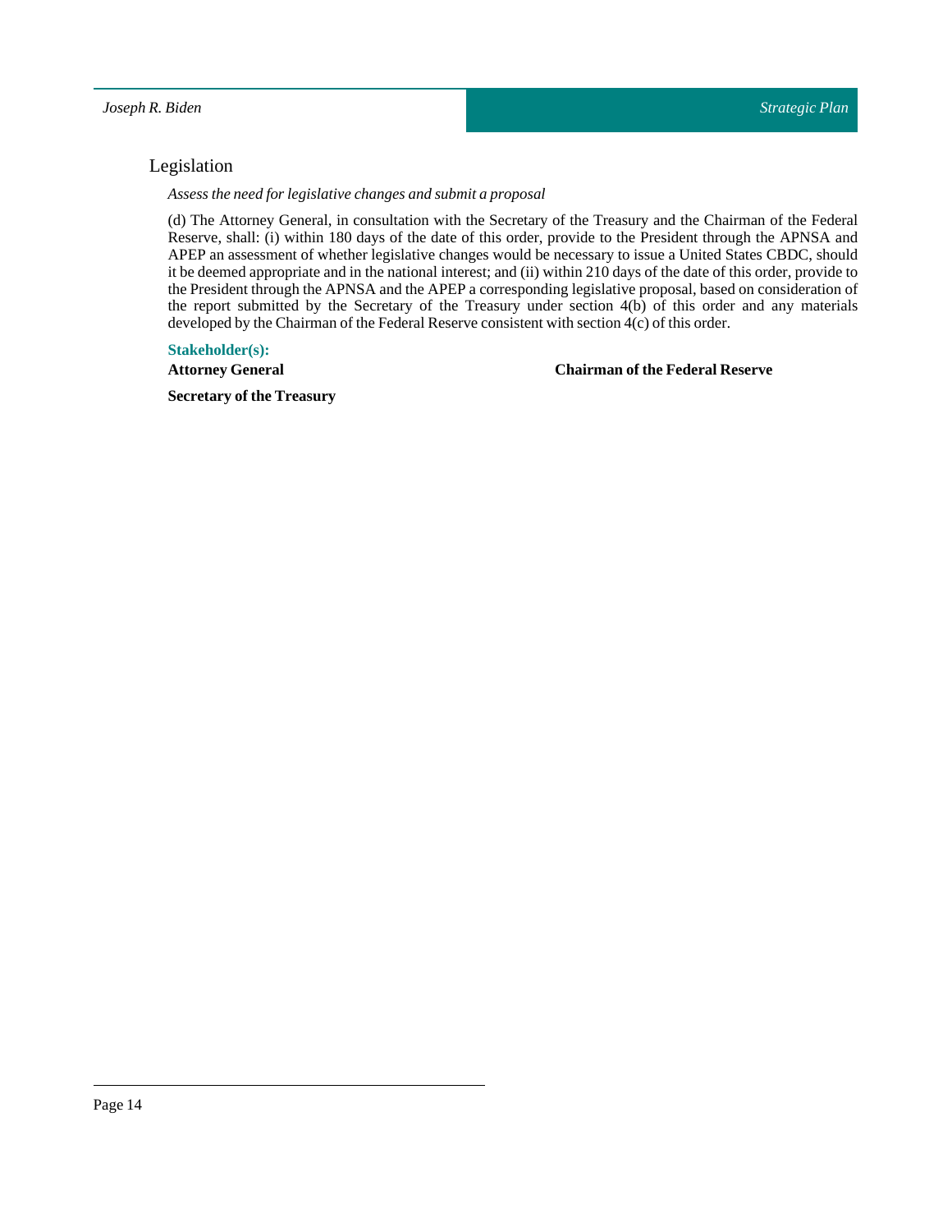## Legislation

*Assess the need for legislative changes and submit a proposal*

(d) The Attorney General, in consultation with the Secretary of the Treasury and the Chairman of the Federal Reserve, shall: (i) within 180 days of the date of this order, provide to the President through the APNSA and APEP an assessment of whether legislative changes would be necessary to issue a United States CBDC, should it be deemed appropriate and in the national interest; and (ii) within 210 days of the date of this order, provide to the President through the APNSA and the APEP a corresponding legislative proposal, based on consideration of the report submitted by the Secretary of the Treasury under section 4(b) of this order and any materials developed by the Chairman of the Federal Reserve consistent with section 4(c) of this order.

**Stakeholder(s):**

**Attorney General**

**Chairman of the Federal Reserve**

**Secretary of the Treasury**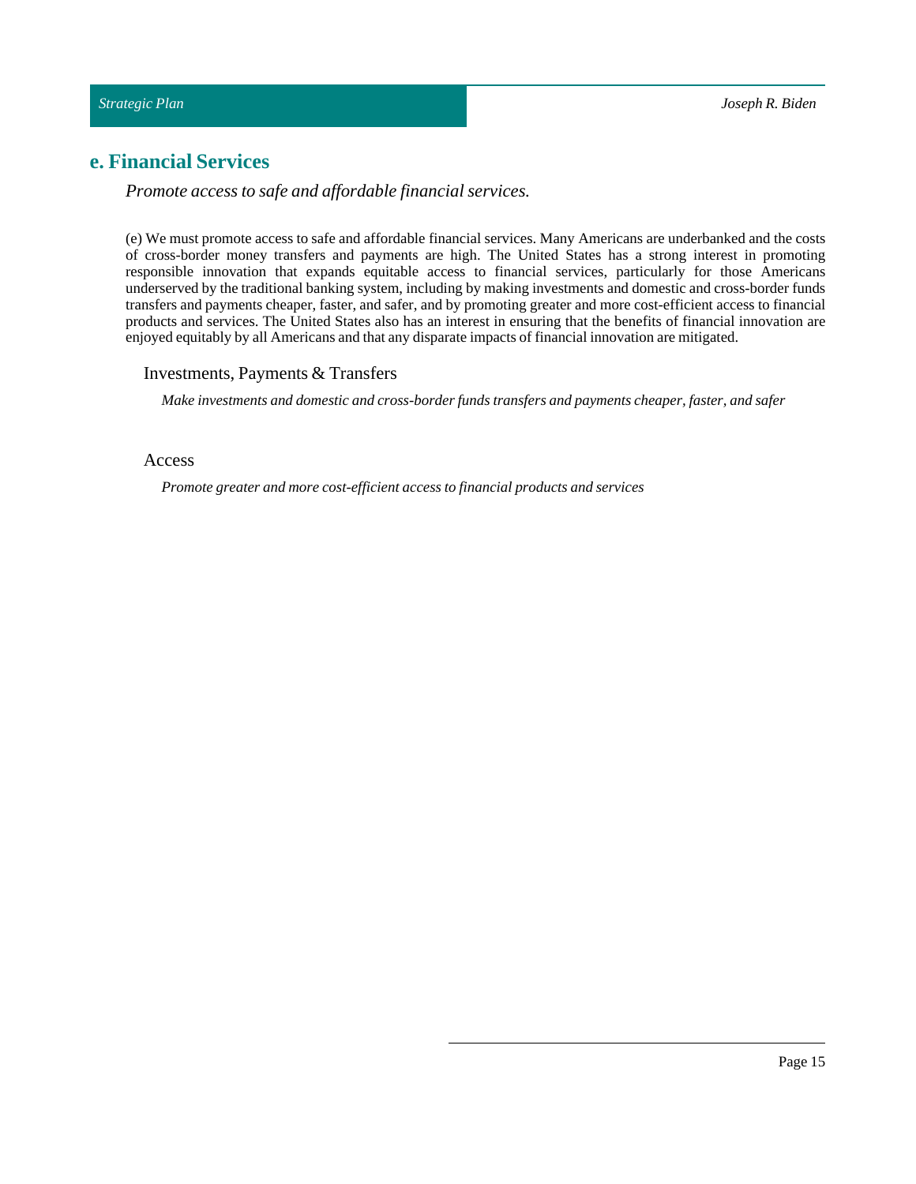## e. Financial Services

*Promote access to safe and affordable financial services.*

(e) We must promote access to safe and affordable financial services. Many Americans are underbanked and the costs of cross-border money transfers and payments are high. The United States has a strong interest in promoting responsible innovation that expands equitable access to financial services, particularly for those Americans underserved by the traditional banking system, including by making investments and domestic and cross-border funds transfers and payments cheaper, faster, and safer, and by promoting greater and more cost-efficient access to financial products and services. The United States also has an interest in ensuring that the benefits of financial innovation are enjoyed equitably by all Americans and that any disparate impacts of financial innovation are mitigated.

### Investments, Payments & Transfers

*Make investments and domestic and cross-border funds transfers and payments cheaper, faster, and safer*

### Access

*Promote greater and more cost-efficient access to financial products and services*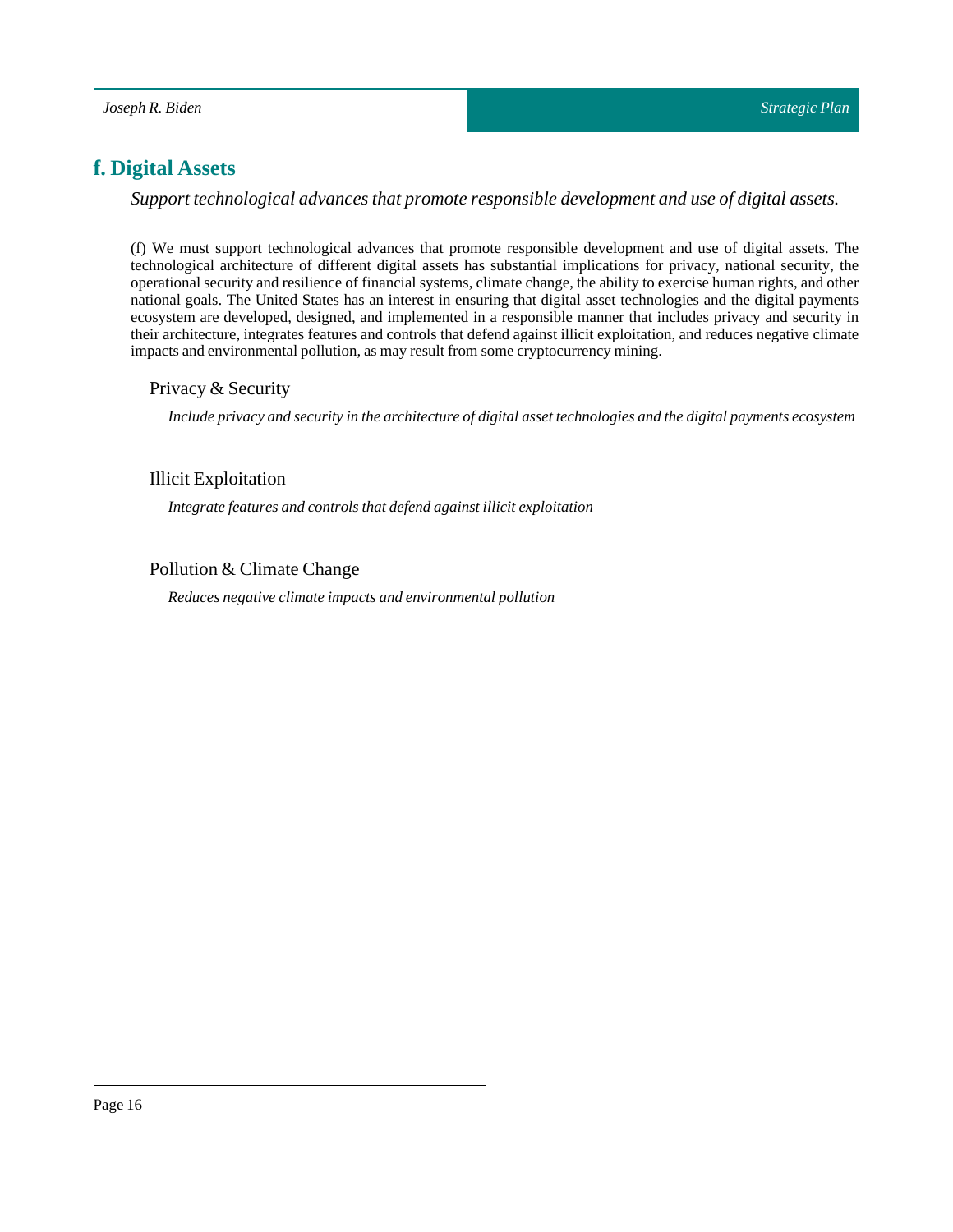## f. Digital Assets

*Support technological advances that promote responsible development and use of digital assets.*

(f) We must support technological advances that promote responsible development and use of digital assets. The technological architecture of different digital assets has substantial implications for privacy, national security, the operational security and resilience of financial systems, climate change, the ability to exercise human rights, and other national goals. The United States has an interest in ensuring that digital asset technologies and the digital payments ecosystem are developed, designed, and implemented in a responsible manner that includes privacy and security in their architecture, integrates features and controls that defend against illicit exploitation, and reduces negative climate impacts and environmental pollution, as may result from some cryptocurrency mining.

### Privacy & Security

*Include privacy and security in the architecture of digital asset technologies and the digital payments ecosystem*

### Illicit Exploitation

*Integrate features and controls that defend against illicit exploitation*

### Pollution & Climate Change

*Reduces negative climate impacts and environmental pollution*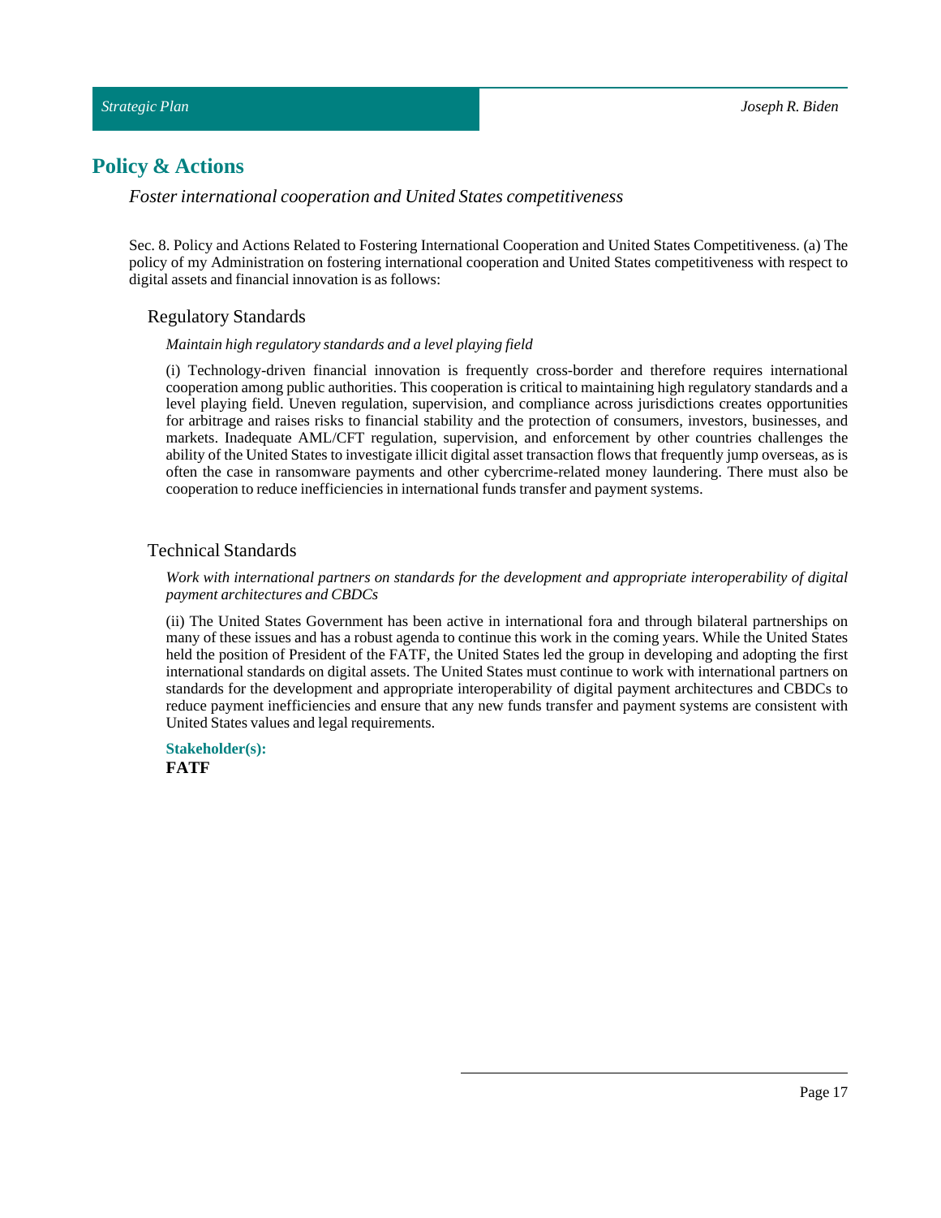## Policy & Actions

*Foster international cooperation and United States competitiveness*

Sec. 8. Policy and Actions Related to Fostering International Cooperation and United States Competitiveness. (a) The policy of my Administration on fostering international cooperation and United States competitiveness with respect to digital assets and financial innovation is as follows:

### Regulatory Standards

*Maintain high regulatory standards and a level playing field*

(i) Technology-driven financial innovation is frequently cross-border and therefore requires international cooperation among public authorities. This cooperation is critical to maintaining high regulatory standards and a level playing field. Uneven regulation, supervision, and compliance across jurisdictions creates opportunities for arbitrage and raises risks to financial stability and the protection of consumers, investors, businesses, and markets. Inadequate AML/CFT regulation, supervision, and enforcement by other countries challenges the ability of the United States to investigate illicit digital asset transaction flows that frequently jump overseas, as is often the case in ransomware payments and other cybercrime-related money laundering. There must also be cooperation to reduce inefficiencies in international funds transfer and payment systems.

### Technical Standards

*Work with international partners on standards for the development and appropriate interoperability of digital payment architectures and CBDCs*

(ii) The United States Government has been active in international fora and through bilateral partnerships on many of these issues and has a robust agenda to continue this work in the coming years. While the United States held the position of President of the FATF, the United States led the group in developing and adopting the first international standards on digital assets. The United States must continue to work with international partners on standards for the development and appropriate interoperability of digital payment architectures and CBDCs to reduce payment inefficiencies and ensure that any new funds transfer and payment systems are consistent with United States values and legal requirements.

**Stakeholder(s):**
**FATF**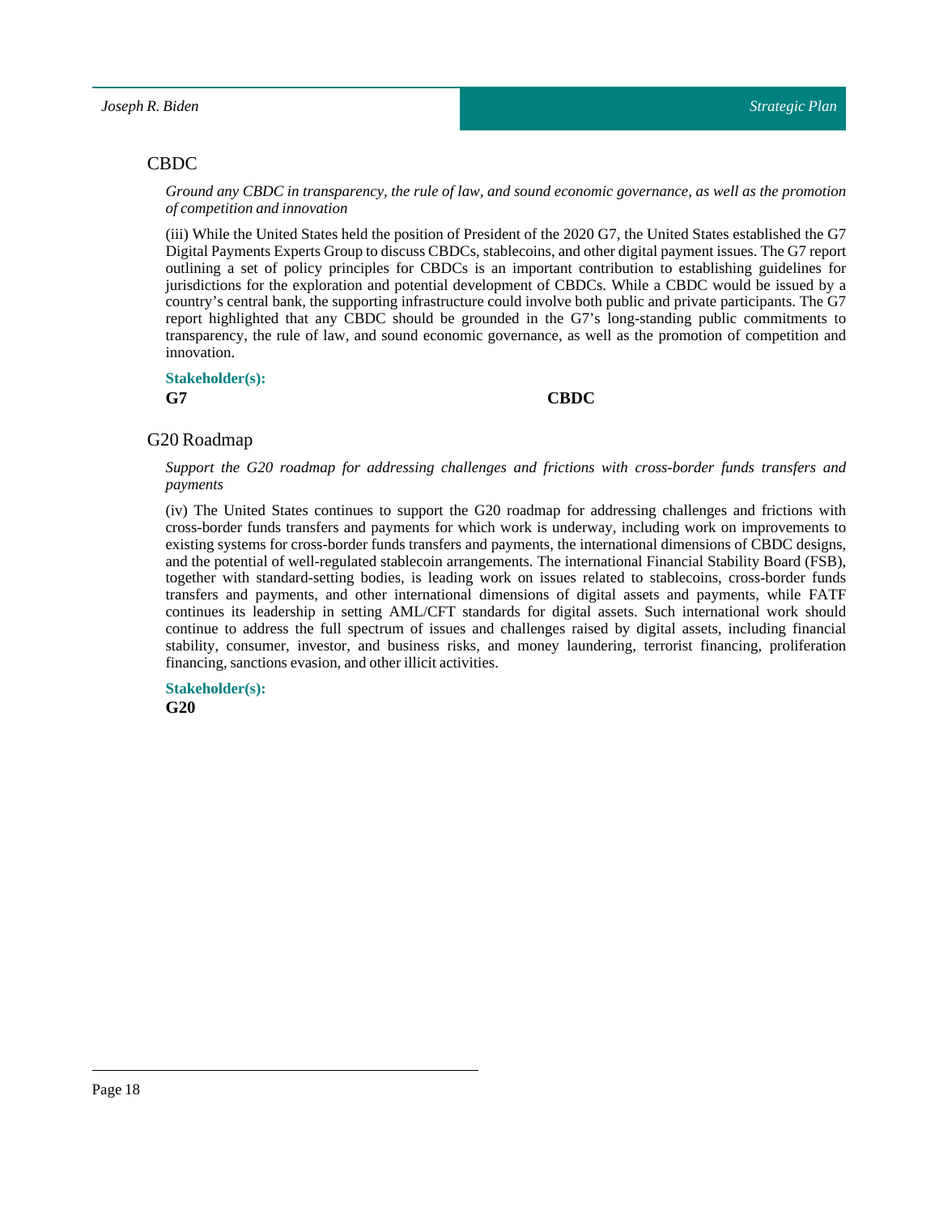## CBDC

*Ground any CBDC in transparency, the rule of law, and sound economic governance, as well as the promotion of competition and innovation*

(iii) While the United States held the position of President of the 2020 G7, the United States established the G7 Digital Payments Experts Group to discuss CBDCs, stablecoins, and other digital payment issues. The G7 report outlining a set of policy principles for CBDCs is an important contribution to establishing guidelines for jurisdictions for the exploration and potential development of CBDCs. While a CBDC would be issued by a country's central bank, the supporting infrastructure could involve both public and private participants. The G7 report highlighted that any CBDC should be grounded in the G7's long-standing public commitments to transparency, the rule of law, and sound economic governance, as well as the promotion of competition and innovation.

**Stakeholder(s):**

**G7**

**CBDC**

## G20 Roadmap

*Support the G20 roadmap for addressing challenges and frictions with cross-border funds transfers and payments*

(iv) The United States continues to support the G20 roadmap for addressing challenges and frictions with cross-border funds transfers and payments for which work is underway, including work on improvements to existing systems for cross-border funds transfers and payments, the international dimensions of CBDC designs, and the potential of well-regulated stablecoin arrangements. The international Financial Stability Board (FSB), together with standard-setting bodies, is leading work on issues related to stablecoins, cross-border funds transfers and payments, and other international dimensions of digital assets and payments, while FATF continues its leadership in setting AML/CFT standards for digital assets. Such international work should continue to address the full spectrum of issues and challenges raised by digital assets, including financial stability, consumer, investor, and business risks, and money laundering, terrorist financing, proliferation financing, sanctions evasion, and other illicit activities.

**Stakeholder(s):**

**G20**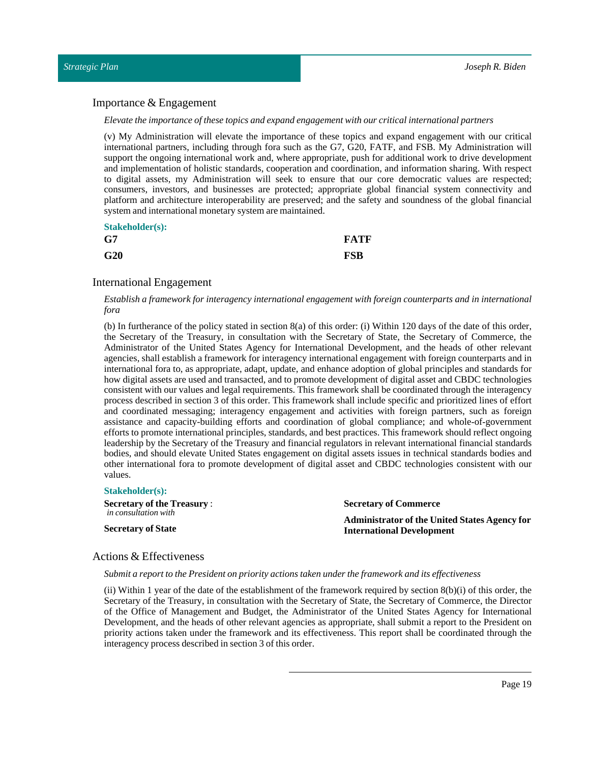## Importance & Engagement

*Elevate the importance of these topics and expand engagement with our critical international partners*

(v) My Administration will elevate the importance of these topics and expand engagement with our critical international partners, including through fora such as the G7, G20, FATF, and FSB. My Administration will support the ongoing international work and, where appropriate, push for additional work to drive development and implementation of holistic standards, cooperation and coordination, and information sharing. With respect to digital assets, my Administration will seek to ensure that our core democratic values are respected; consumers, investors, and businesses are protected; appropriate global financial system connectivity and platform and architecture interoperability are preserved; and the safety and soundness of the global financial system and international monetary system are maintained.

**Stakeholder(s):**

**G7**

**G20**

**FATF**

**FSB**

## International Engagement

*Establish a framework for interagency international engagement with foreign counterparts and in international fora*

(b) In furtherance of the policy stated in section 8(a) of this order: (i) Within 120 days of the date of this order, the Secretary of the Treasury, in consultation with the Secretary of State, the Secretary of Commerce, the Administrator of the United States Agency for International Development, and the heads of other relevant agencies, shall establish a framework for interagency international engagement with foreign counterparts and in international fora to, as appropriate, adapt, update, and enhance adoption of global principles and standards for how digital assets are used and transacted, and to promote development of digital asset and CBDC technologies consistent with our values and legal requirements. This framework shall be coordinated through the interagency process described in section 3 of this order. This framework shall include specific and prioritized lines of effort and coordinated messaging; interagency engagement and activities with foreign partners, such as foreign assistance and capacity-building efforts and coordination of global compliance; and whole-of-government efforts to promote international principles, standards, and best practices. This framework should reflect ongoing leadership by the Secretary of the Treasury and financial regulators in relevant international financial standards bodies, and should elevate United States engagement on digital assets issues in technical standards bodies and other international fora to promote development of digital asset and CBDC technologies consistent with our values.

**Stakeholder(s):**

**Secretary of the Treasury** : *in consultation with*

**Secretary of State**

**Secretary of Commerce**

**Administrator of the United States Agency for International Development**

## Actions & Effectiveness

*Submit a report to the President on priority actions taken under the framework and its effectiveness*

(ii) Within 1 year of the date of the establishment of the framework required by section 8(b)(i) of this order, the Secretary of the Treasury, in consultation with the Secretary of State, the Secretary of Commerce, the Director of the Office of Management and Budget, the Administrator of the United States Agency for International Development, and the heads of other relevant agencies as appropriate, shall submit a report to the President on priority actions taken under the framework and its effectiveness. This report shall be coordinated through the interagency process described in section 3 of this order.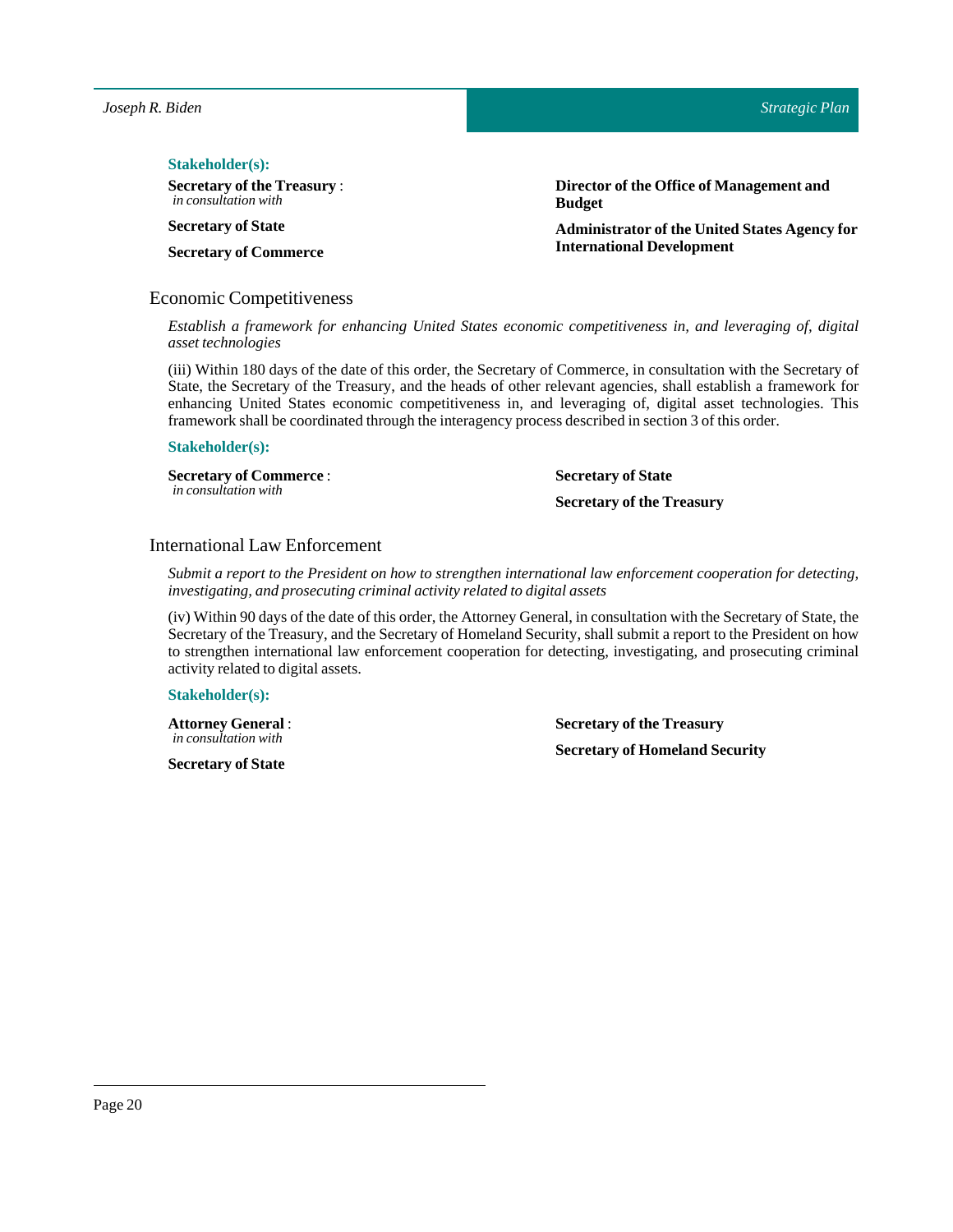**Stakeholder(s):**

**Secretary of the Treasury** :
*in consultation with*

**Secretary of State**

**Secretary of Commerce**

**Director of the Office of Management and Budget**

**Administrator of the United States Agency for International Development**

## Economic Competitiveness

*Establish a framework for enhancing United States economic competitiveness in, and leveraging of, digital asset technologies*

(iii) Within 180 days of the date of this order, the Secretary of Commerce, in consultation with the Secretary of State, the Secretary of the Treasury, and the heads of other relevant agencies, shall establish a framework for enhancing United States economic competitiveness in, and leveraging of, digital asset technologies. This framework shall be coordinated through the interagency process described in section 3 of this order.

**Stakeholder(s):**

**Secretary of Commerce** :
*in consultation with*

**Secretary of State**

**Secretary of the Treasury**

## International Law Enforcement

*Submit a report to the President on how to strengthen international law enforcement cooperation for detecting, investigating, and prosecuting criminal activity related to digital assets*

(iv) Within 90 days of the date of this order, the Attorney General, in consultation with the Secretary of State, the Secretary of the Treasury, and the Secretary of Homeland Security, shall submit a report to the President on how to strengthen international law enforcement cooperation for detecting, investigating, and prosecuting criminal activity related to digital assets.

**Stakeholder(s):**

**Attorney General** :
*in consultation with*

**Secretary of State**

**Secretary of the Treasury**

**Secretary of Homeland Security**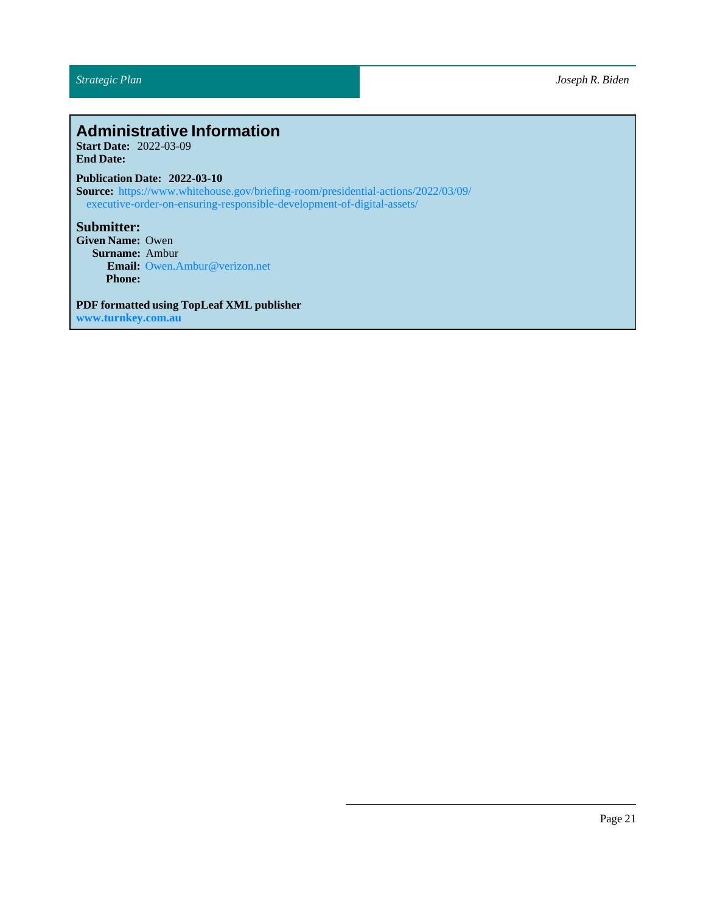## Administrative Information

**Start Date:** 2022-03-09

**End Date:**

**Publication Date:** 2022-03-10

**Source:** https://www.whitehouse.gov/briefing-room/presidential-actions/2022/03/09/executive-order-on-ensuring-responsible-development-of-digital-assets/

### Submitter:

**Given Name:** Owen

**Surname:** Ambur

**Email:** Owen.Ambur@verizon.net

**Phone:**

**PDF formatted using TopLeaf XML publisher**

**www.turnkey.com.au**